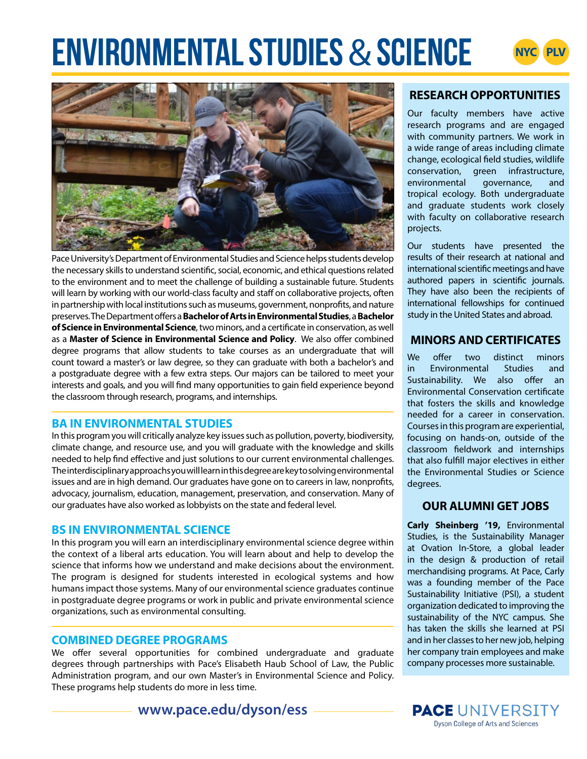# ENVIRONMENTAL STUDIES & SCIENCE

NYC PLV

Pace University's Department of Environmental Studies and Science helps students develop the necessary skills to understand scientific, social, economic, and ethical questions related to the environment and to meet the challenge of building a sustainable future. Students will learn by working with our world-class faculty and staff on collaborative projects, often in partnership with local institutions such as museums, government, nonprofits, and nature preserves. The Department offers a **Bachelor of Arts in Environmental Studies**, a **Bachelor of Science in Environmental Science**, two minors, and a certificate in conservation, as well as a **Master of Science in Environmental Science and Policy**. We also offer combined degree programs that allow students to take courses as an undergraduate that will count toward a master's or law degree, so they can graduate with both a bachelor's and a postgraduate degree with a few extra steps. Our majors can be tailored to meet your interests and goals, and you will find many opportunities to gain field experience beyond the classroom through research, programs, and internships.

## BA IN ENVIRONMENTAL STUDIES

In this program you will critically analyze key issues such as pollution, poverty, biodiversity, climate change, and resource use, and you will graduate with the knowledge and skills needed to help find effective and just solutions to our current environmental challenges. The interdisciplinary approachs you will learn in this degree are key to solving environmental issues and are in high demand. Our graduates have gone on to careers in law, nonprofits, advocacy, journalism, education, management, preservation, and conservation. Many of our graduates have also worked as lobbyists on the state and federal level.

## BS IN ENVIRONMENTAL SCIENCE

In this program you will earn an interdisciplinary environmental science degree within the context of a liberal arts education. You will learn about and help to develop the science that informs how we understand and make decisions about the environment. The program is designed for students interested in ecological systems and how humans impact those systems. Many of our environmental science graduates continue in postgraduate degree programs or work in public and private environmental science organizations, such as environmental consulting.

## COMBINED DEGREE PROGRAMS

We offer several opportunities for combined undergraduate and graduate degrees through partnerships with Pace's Elisabeth Haub School of Law, the Public Administration program, and our own Master's in Environmental Science and Policy. These programs help students do more in less time.

## RESEARCH OPPORTUNITIES

Our faculty members have active research programs and are engaged with community partners. We work in a wide range of areas including climate change, ecological field studies, wildlife conservation, green infrastructure, environmental governance, and tropical ecology. Both undergraduate and graduate students work closely with faculty on collaborative research projects.

Our students have presented the results of their research at national and international scientific meetings and have authored papers in scientific journals. They have also been the recipients of international fellowships for continued study in the United States and abroad.

## MINORS AND CERTIFICATES

We offer two distinct minors in Environmental Studies and Sustainability. We also offer an Environmental Conservation certificate that fosters the skills and knowledge needed for a career in conservation. Courses in this program are experiential, focusing on hands-on, outside of the classroom fieldwork and internships that also fulfill major electives in either the Environmental Studies or Science degrees.

## OUR ALUMNI GET JOBS

**Carly Sheinberg '19,** Environmental Studies, is the Sustainability Manager at Ovation In-Store, a global leader in the design & production of retail merchandising programs. At Pace, Carly was a founding member of the Pace Sustainability Initiative (PSI), a student organization dedicated to improving the sustainability of the NYC campus. She has taken the skills she learned at PSI and in her classes to her new job, helping her company train employees and make company processes more sustainable.

**www.pace.edu/dyson/ess**

**PACE** UNIVERSITY
Dyson College of Arts and Sciences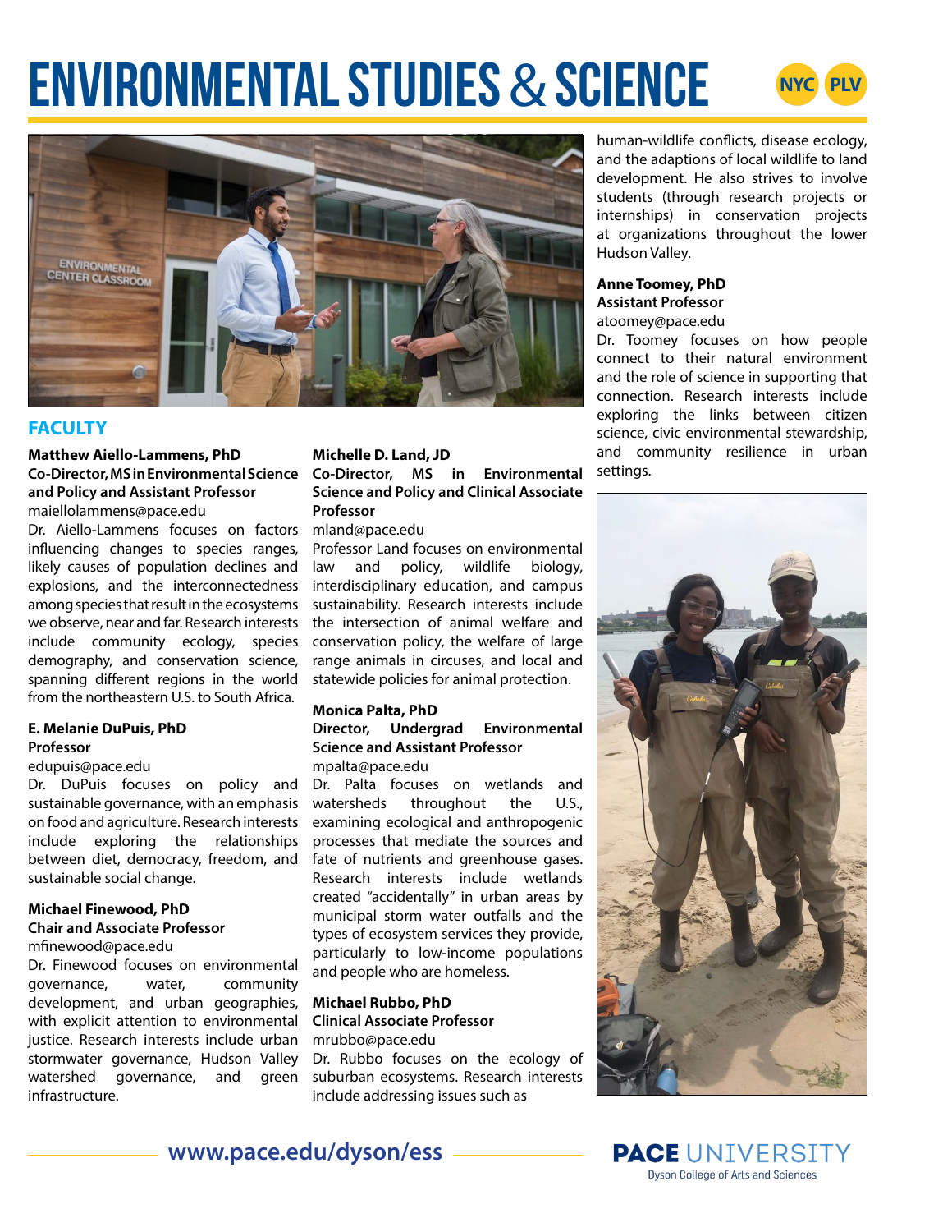# ENVIRONMENTAL STUDIES & SCIENCE

NYC PLV

## FACULTY

**Matthew Aiello-Lammens, PhD**
**Co-Director, MS in Environmental Science and Policy and Assistant Professor**
maiellolammens@pace.edu
Dr. Aiello-Lammens focuses on factors influencing changes to species ranges, likely causes of population declines and explosions, and the interconnectedness among species that result in the ecosystems we observe, near and far. Research interests include community ecology, species demography, and conservation science, spanning different regions in the world from the northeastern U.S. to South Africa.

**E. Melanie DuPuis, PhD**
**Professor**
edupuis@pace.edu
Dr. DuPuis focuses on policy and sustainable governance, with an emphasis on food and agriculture. Research interests include exploring the relationships between diet, democracy, freedom, and sustainable social change.

**Michael Finewood, PhD**
**Chair and Associate Professor**
mfinewood@pace.edu
Dr. Finewood focuses on environmental governance, water, community development, and urban geographies, with explicit attention to environmental justice. Research interests include urban stormwater governance, Hudson Valley watershed governance, and green infrastructure.

**Michelle D. Land, JD**
**Co-Director, MS in Environmental Science and Policy and Clinical Associate Professor**
mland@pace.edu
Professor Land focuses on environmental law and policy, wildlife biology, interdisciplinary education, and campus sustainability. Research interests include the intersection of animal welfare and conservation policy, the welfare of large range animals in circuses, and local and statewide policies for animal protection.

**Monica Palta, PhD**
**Director, Undergrad Environmental Science and Assistant Professor**
mpalta@pace.edu
Dr. Palta focuses on wetlands and watersheds throughout the U.S., examining ecological and anthropogenic processes that mediate the sources and fate of nutrients and greenhouse gases. Research interests include wetlands created "accidentally" in urban areas by municipal storm water outfalls and the types of ecosystem services they provide, particularly to low-income populations and people who are homeless.

**Michael Rubbo, PhD**
**Clinical Associate Professor**
mrubbo@pace.edu
Dr. Rubbo focuses on the ecology of suburban ecosystems. Research interests include addressing issues such as human-wildlife conflicts, disease ecology, and the adaptions of local wildlife to land development. He also strives to involve students (through research projects or internships) in conservation projects at organizations throughout the lower Hudson Valley.

**Anne Toomey, PhD**
**Assistant Professor**
atoomey@pace.edu
Dr. Toomey focuses on how people connect to their natural environment and the role of science in supporting that connection. Research interests include exploring the links between citizen science, civic environmental stewardship, and community resilience in urban settings.

www.pace.edu/dyson/ess

PACE UNIVERSITY
Dyson College of Arts and Sciences